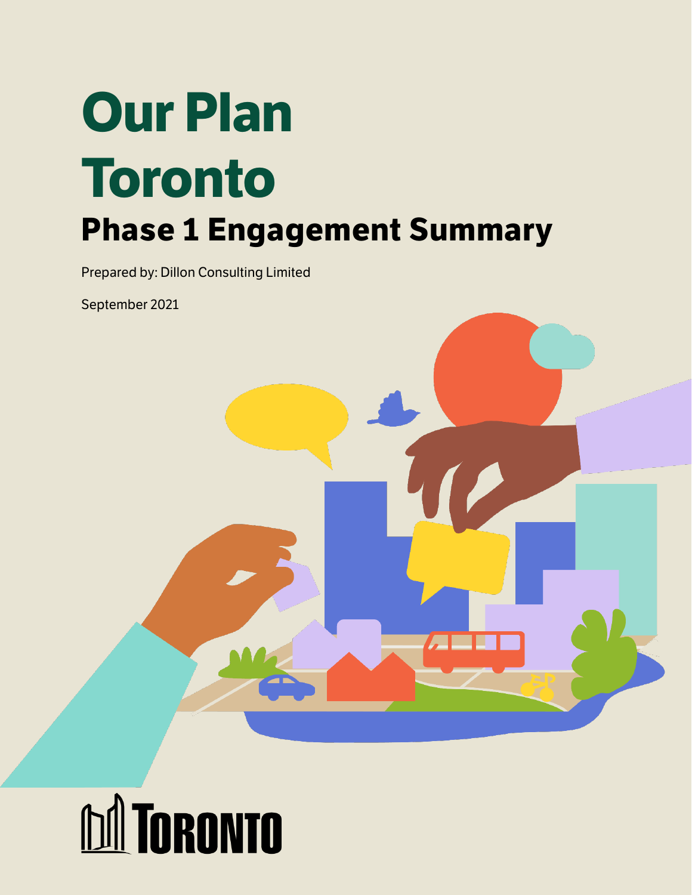# Our Plan Toronto

## Phase 1 Engagement Summary

Prepared by: Dillon Consulting Limited

September 2021

TORONTO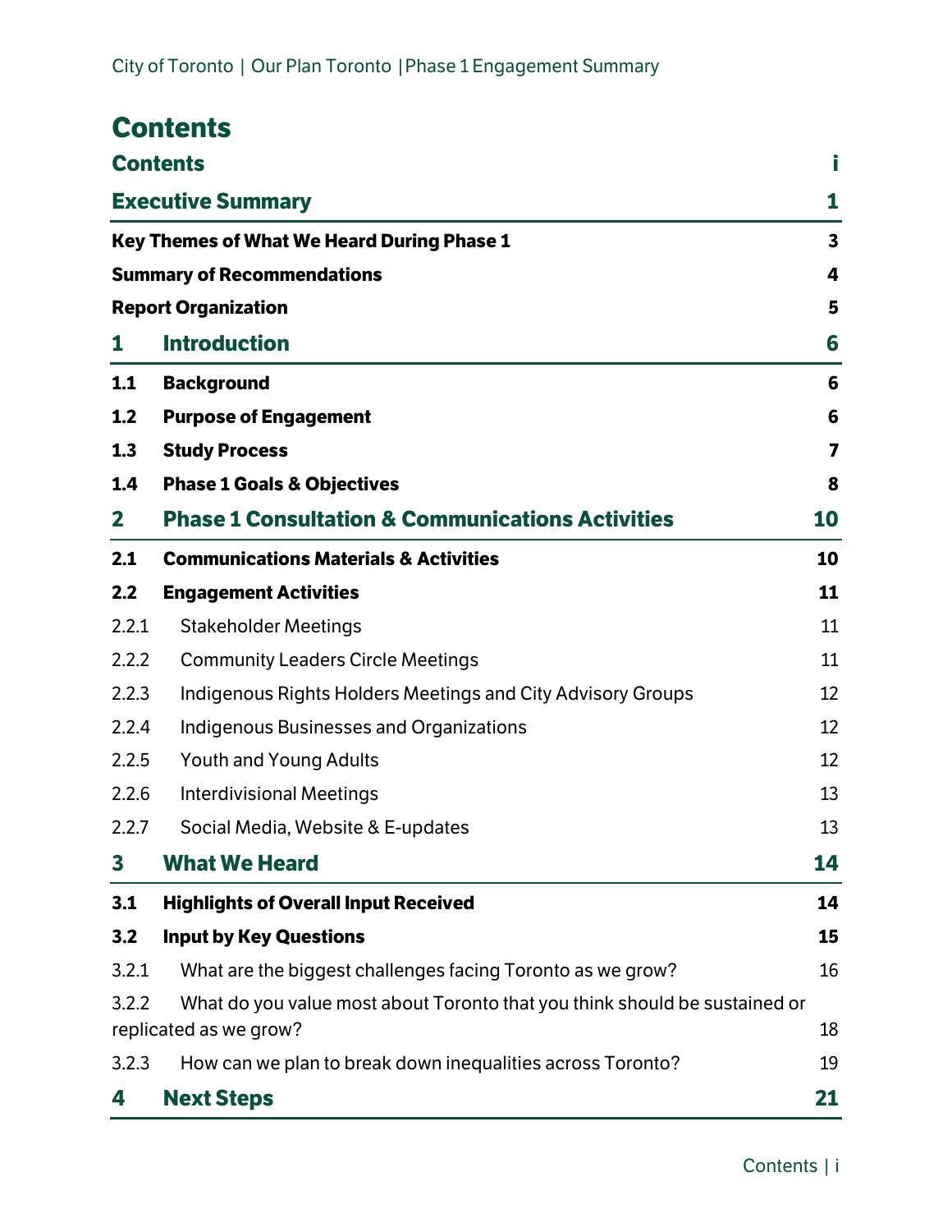# Contents

| | | |
|---|---|---|
| **Contents** | | **i** |
| **Executive Summary** | | **1** |
| **Key Themes of What We Heard During Phase 1** | | **3** |
| **Summary of Recommendations** | | **4** |
| **Report Organization** | | **5** |
| **1** | **Introduction** | **6** |
| **1.1** | **Background** | **6** |
| **1.2** | **Purpose of Engagement** | **6** |
| **1.3** | **Study Process** | **7** |
| **1.4** | **Phase 1 Goals & Objectives** | **8** |
| **2** | **Phase 1 Consultation & Communications Activities** | **10** |
| **2.1** | **Communications Materials & Activities** | **10** |
| **2.2** | **Engagement Activities** | **11** |
| 2.2.1 | Stakeholder Meetings | 11 |
| 2.2.2 | Community Leaders Circle Meetings | 11 |
| 2.2.3 | Indigenous Rights Holders Meetings and City Advisory Groups | 12 |
| 2.2.4 | Indigenous Businesses and Organizations | 12 |
| 2.2.5 | Youth and Young Adults | 12 |
| 2.2.6 | Interdivisional Meetings | 13 |
| 2.2.7 | Social Media, Website & E-updates | 13 |
| **3** | **What We Heard** | **14** |
| **3.1** | **Highlights of Overall Input Received** | **14** |
| **3.2** | **Input by Key Questions** | **15** |
| 3.2.1 | What are the biggest challenges facing Toronto as we grow? | 16 |
| 3.2.2 | What do you value most about Toronto that you think should be sustained or replicated as we grow? | 18 |
| 3.2.3 | How can we plan to break down inequalities across Toronto? | 19 |
| **4** | **Next Steps** | **21** |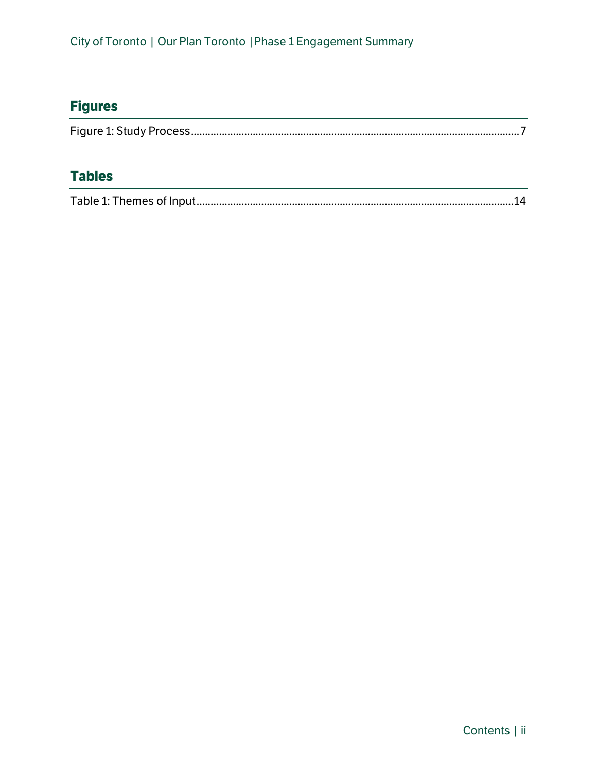## Figures

Figure 1: Study Process..........7

## Tables

Table 1: Themes of Input..........14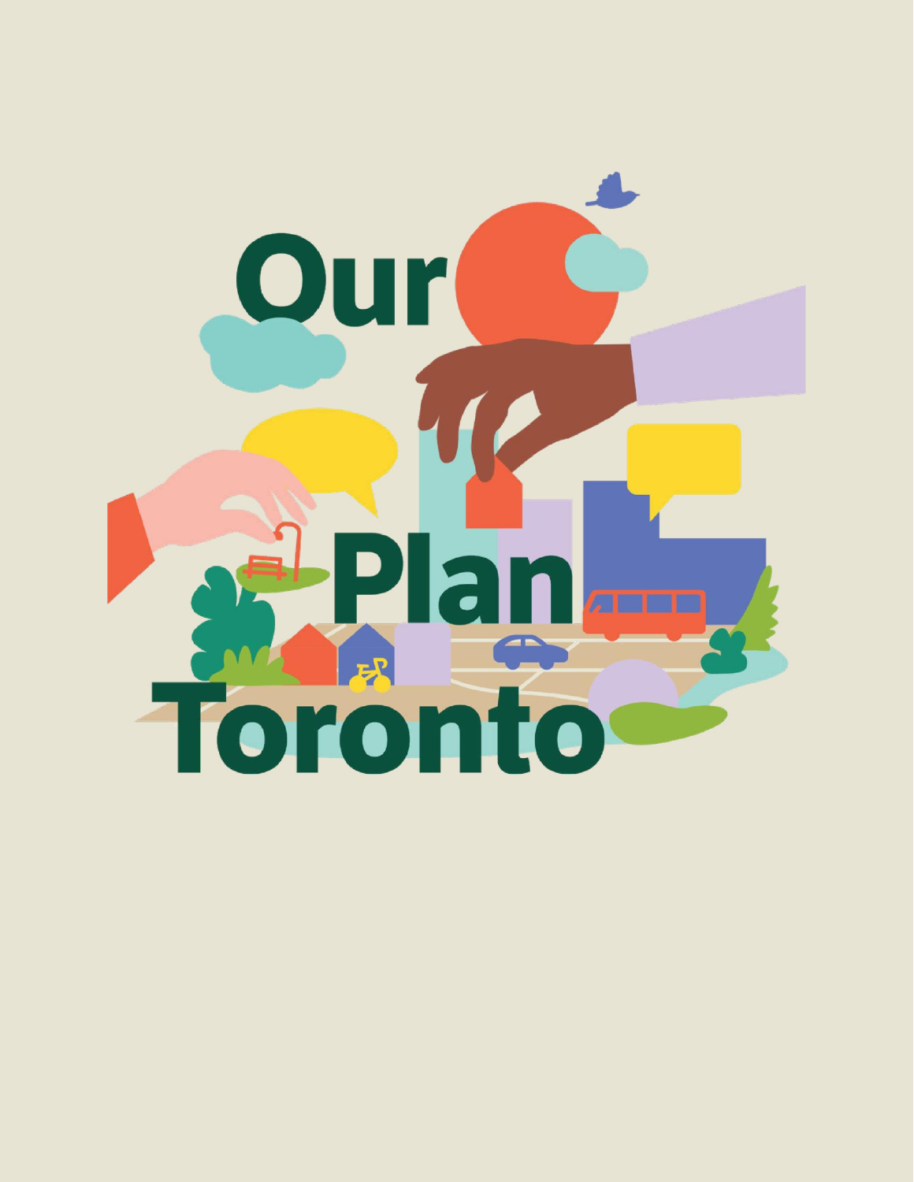# Our Plan Toronto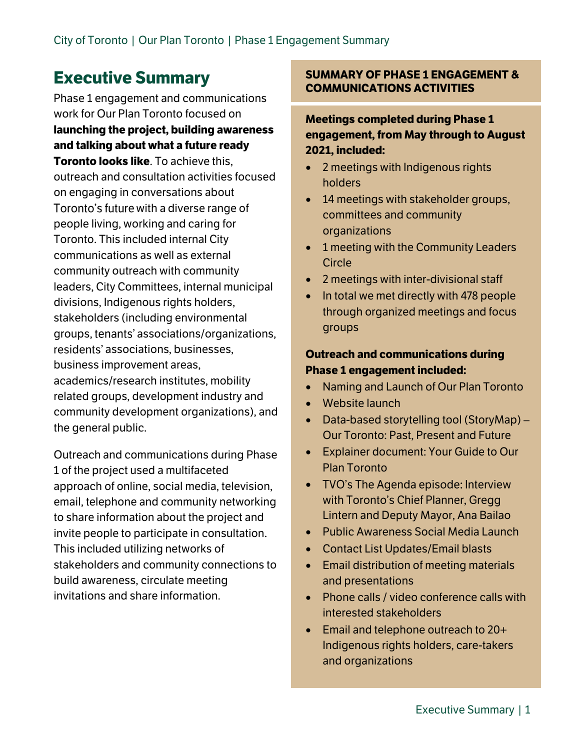# Executive Summary

Phase 1 engagement and communications work for Our Plan Toronto focused on **launching the project, building awareness and talking about what a future ready Toronto looks like**. To achieve this, outreach and consultation activities focused on engaging in conversations about Toronto's future with a diverse range of people living, working and caring for Toronto. This included internal City communications as well as external community outreach with community leaders, City Committees, internal municipal divisions, Indigenous rights holders, stakeholders (including environmental groups, tenants' associations/organizations, residents' associations, businesses, business improvement areas, academics/research institutes, mobility related groups, development industry and community development organizations), and the general public.

Outreach and communications during Phase 1 of the project used a multifaceted approach of online, social media, television, email, telephone and community networking to share information about the project and invite people to participate in consultation. This included utilizing networks of stakeholders and community connections to build awareness, circulate meeting invitations and share information.

**SUMMARY OF PHASE 1 ENGAGEMENT & COMMUNICATIONS ACTIVITIES**

**Meetings completed during Phase 1 engagement, from May through to August 2021, included:**

- 2 meetings with Indigenous rights holders
- 14 meetings with stakeholder groups, committees and community organizations
- 1 meeting with the Community Leaders Circle
- 2 meetings with inter-divisional staff
- In total we met directly with 478 people through organized meetings and focus groups

**Outreach and communications during Phase 1 engagement included:**

- Naming and Launch of Our Plan Toronto
- Website launch
- Data-based storytelling tool (StoryMap) – Our Toronto: Past, Present and Future
- Explainer document: Your Guide to Our Plan Toronto
- TVO's The Agenda episode: Interview with Toronto's Chief Planner, Gregg Lintern and Deputy Mayor, Ana Bailao
- Public Awareness Social Media Launch
- Contact List Updates/Email blasts
- Email distribution of meeting materials and presentations
- Phone calls / video conference calls with interested stakeholders
- Email and telephone outreach to 20+ Indigenous rights holders, care-takers and organizations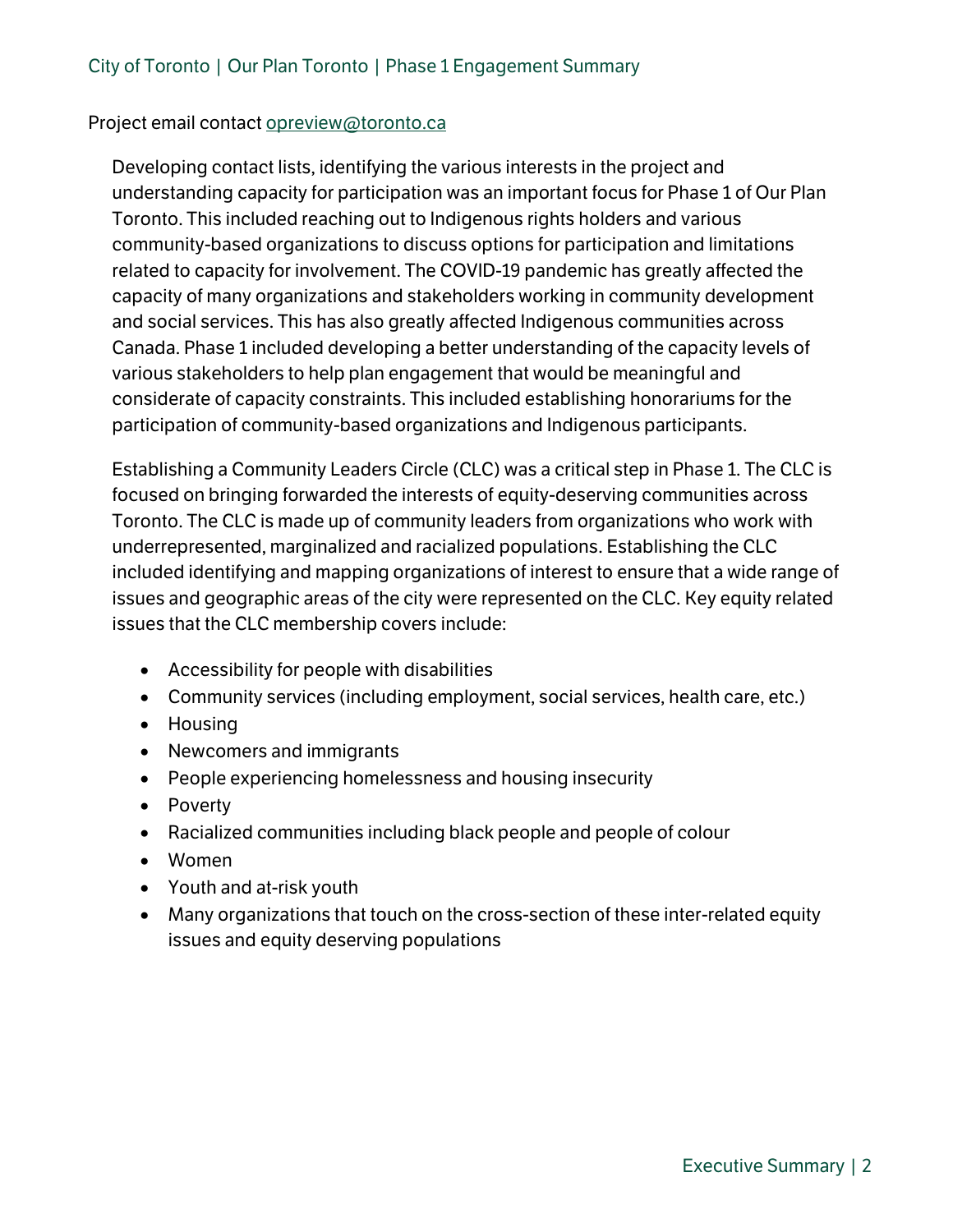Project email contact opreview@toronto.ca

Developing contact lists, identifying the various interests in the project and understanding capacity for participation was an important focus for Phase 1 of Our Plan Toronto. This included reaching out to Indigenous rights holders and various community-based organizations to discuss options for participation and limitations related to capacity for involvement. The COVID-19 pandemic has greatly affected the capacity of many organizations and stakeholders working in community development and social services. This has also greatly affected Indigenous communities across Canada. Phase 1 included developing a better understanding of the capacity levels of various stakeholders to help plan engagement that would be meaningful and considerate of capacity constraints. This included establishing honorariums for the participation of community-based organizations and Indigenous participants.

Establishing a Community Leaders Circle (CLC) was a critical step in Phase 1. The CLC is focused on bringing forwarded the interests of equity-deserving communities across Toronto. The CLC is made up of community leaders from organizations who work with underrepresented, marginalized and racialized populations. Establishing the CLC included identifying and mapping organizations of interest to ensure that a wide range of issues and geographic areas of the city were represented on the CLC. Key equity related issues that the CLC membership covers include:

- Accessibility for people with disabilities
- Community services (including employment, social services, health care, etc.)
- Housing
- Newcomers and immigrants
- People experiencing homelessness and housing insecurity
- Poverty
- Racialized communities including black people and people of colour
- Women
- Youth and at-risk youth
- Many organizations that touch on the cross-section of these inter-related equity issues and equity deserving populations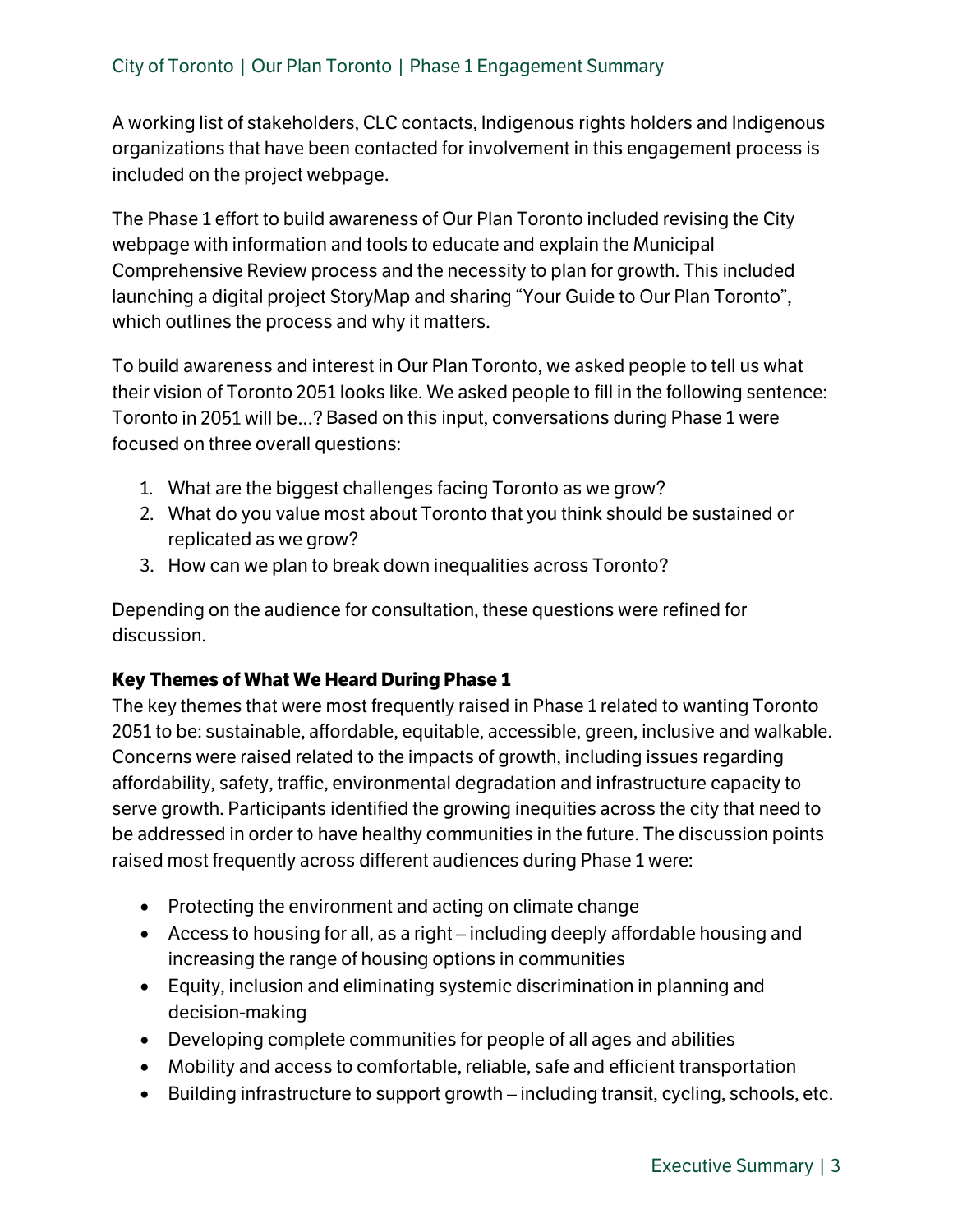A working list of stakeholders, CLC contacts, Indigenous rights holders and Indigenous organizations that have been contacted for involvement in this engagement process is included on the project webpage.

The Phase 1 effort to build awareness of Our Plan Toronto included revising the City webpage with information and tools to educate and explain the Municipal Comprehensive Review process and the necessity to plan for growth. This included launching a digital project StoryMap and sharing "Your Guide to Our Plan Toronto", which outlines the process and why it matters.

To build awareness and interest in Our Plan Toronto, we asked people to tell us what their vision of Toronto 2051 looks like. We asked people to fill in the following sentence: Toronto in 2051 will be…? Based on this input, conversations during Phase 1 were focused on three overall questions:

1. What are the biggest challenges facing Toronto as we grow?
2. What do you value most about Toronto that you think should be sustained or replicated as we grow?
3. How can we plan to break down inequalities across Toronto?

Depending on the audience for consultation, these questions were refined for discussion.

### Key Themes of What We Heard During Phase 1

The key themes that were most frequently raised in Phase 1 related to wanting Toronto 2051 to be: sustainable, affordable, equitable, accessible, green, inclusive and walkable. Concerns were raised related to the impacts of growth, including issues regarding affordability, safety, traffic, environmental degradation and infrastructure capacity to serve growth. Participants identified the growing inequities across the city that need to be addressed in order to have healthy communities in the future. The discussion points raised most frequently across different audiences during Phase 1 were:

- Protecting the environment and acting on climate change
- Access to housing for all, as a right – including deeply affordable housing and increasing the range of housing options in communities
- Equity, inclusion and eliminating systemic discrimination in planning and decision-making
- Developing complete communities for people of all ages and abilities
- Mobility and access to comfortable, reliable, safe and efficient transportation
- Building infrastructure to support growth – including transit, cycling, schools, etc.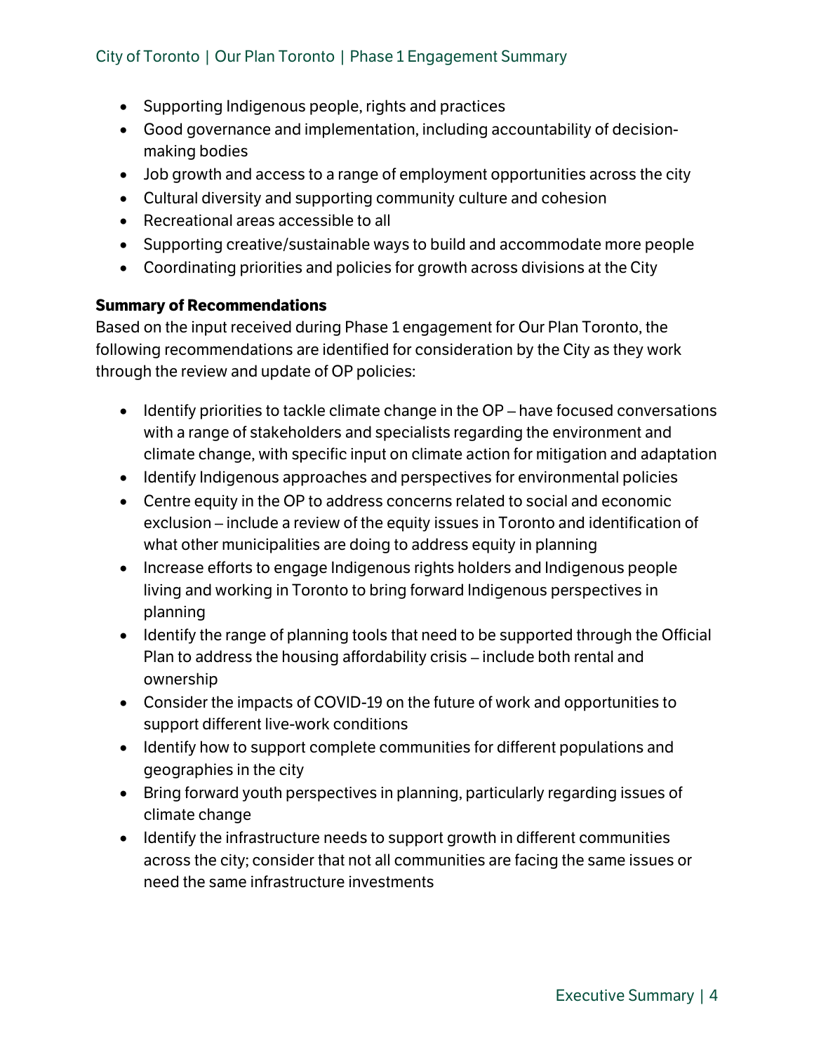- Supporting Indigenous people, rights and practices
- Good governance and implementation, including accountability of decision-making bodies
- Job growth and access to a range of employment opportunities across the city
- Cultural diversity and supporting community culture and cohesion
- Recreational areas accessible to all
- Supporting creative/sustainable ways to build and accommodate more people
- Coordinating priorities and policies for growth across divisions at the City

**Summary of Recommendations**

Based on the input received during Phase 1 engagement for Our Plan Toronto, the following recommendations are identified for consideration by the City as they work through the review and update of OP policies:

- Identify priorities to tackle climate change in the OP – have focused conversations with a range of stakeholders and specialists regarding the environment and climate change, with specific input on climate action for mitigation and adaptation
- Identify Indigenous approaches and perspectives for environmental policies
- Centre equity in the OP to address concerns related to social and economic exclusion – include a review of the equity issues in Toronto and identification of what other municipalities are doing to address equity in planning
- Increase efforts to engage Indigenous rights holders and Indigenous people living and working in Toronto to bring forward Indigenous perspectives in planning
- Identify the range of planning tools that need to be supported through the Official Plan to address the housing affordability crisis – include both rental and ownership
- Consider the impacts of COVID-19 on the future of work and opportunities to support different live-work conditions
- Identify how to support complete communities for different populations and geographies in the city
- Bring forward youth perspectives in planning, particularly regarding issues of climate change
- Identify the infrastructure needs to support growth in different communities across the city; consider that not all communities are facing the same issues or need the same infrastructure investments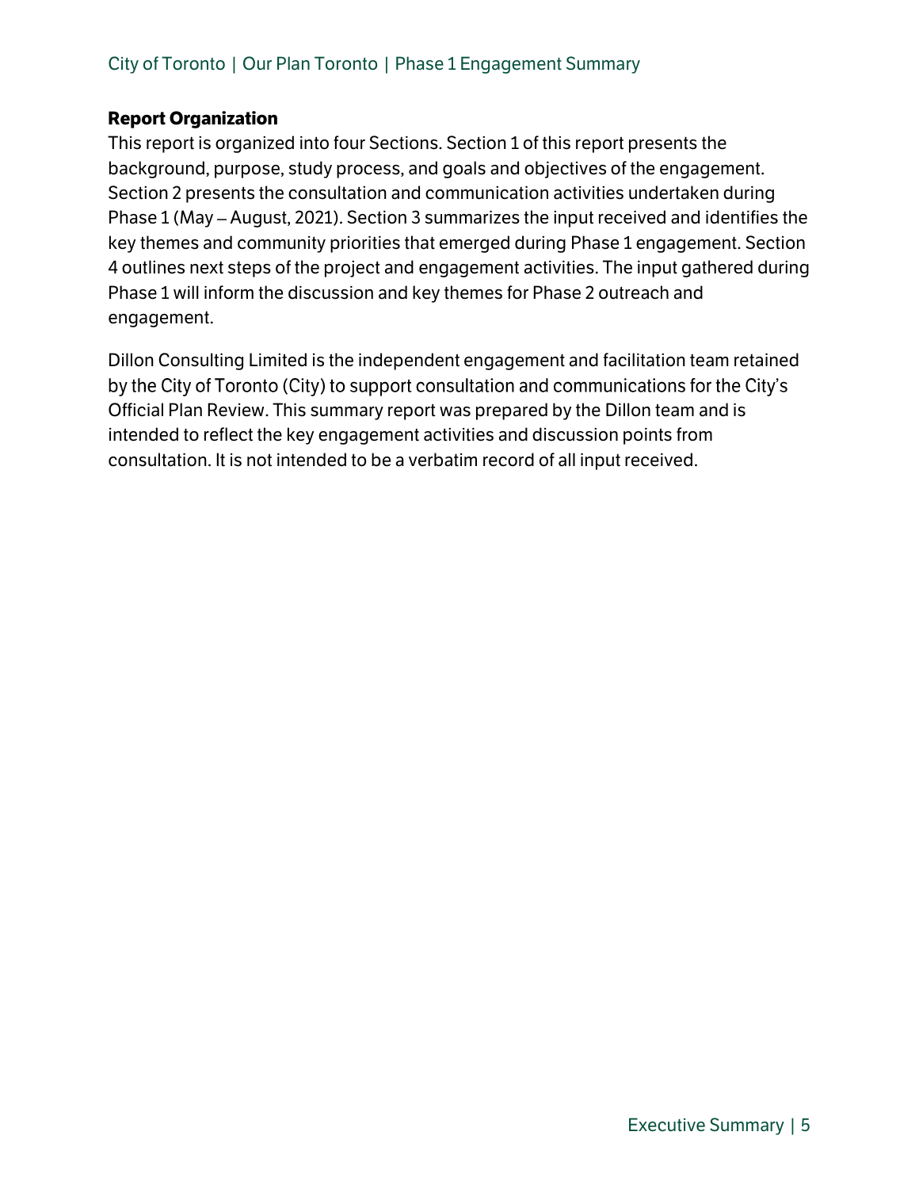### Report Organization

This report is organized into four Sections. Section 1 of this report presents the background, purpose, study process, and goals and objectives of the engagement. Section 2 presents the consultation and communication activities undertaken during Phase 1 (May – August, 2021). Section 3 summarizes the input received and identifies the key themes and community priorities that emerged during Phase 1 engagement. Section 4 outlines next steps of the project and engagement activities. The input gathered during Phase 1 will inform the discussion and key themes for Phase 2 outreach and engagement.

Dillon Consulting Limited is the independent engagement and facilitation team retained by the City of Toronto (City) to support consultation and communications for the City's Official Plan Review. This summary report was prepared by the Dillon team and is intended to reflect the key engagement activities and discussion points from consultation. It is not intended to be a verbatim record of all input received.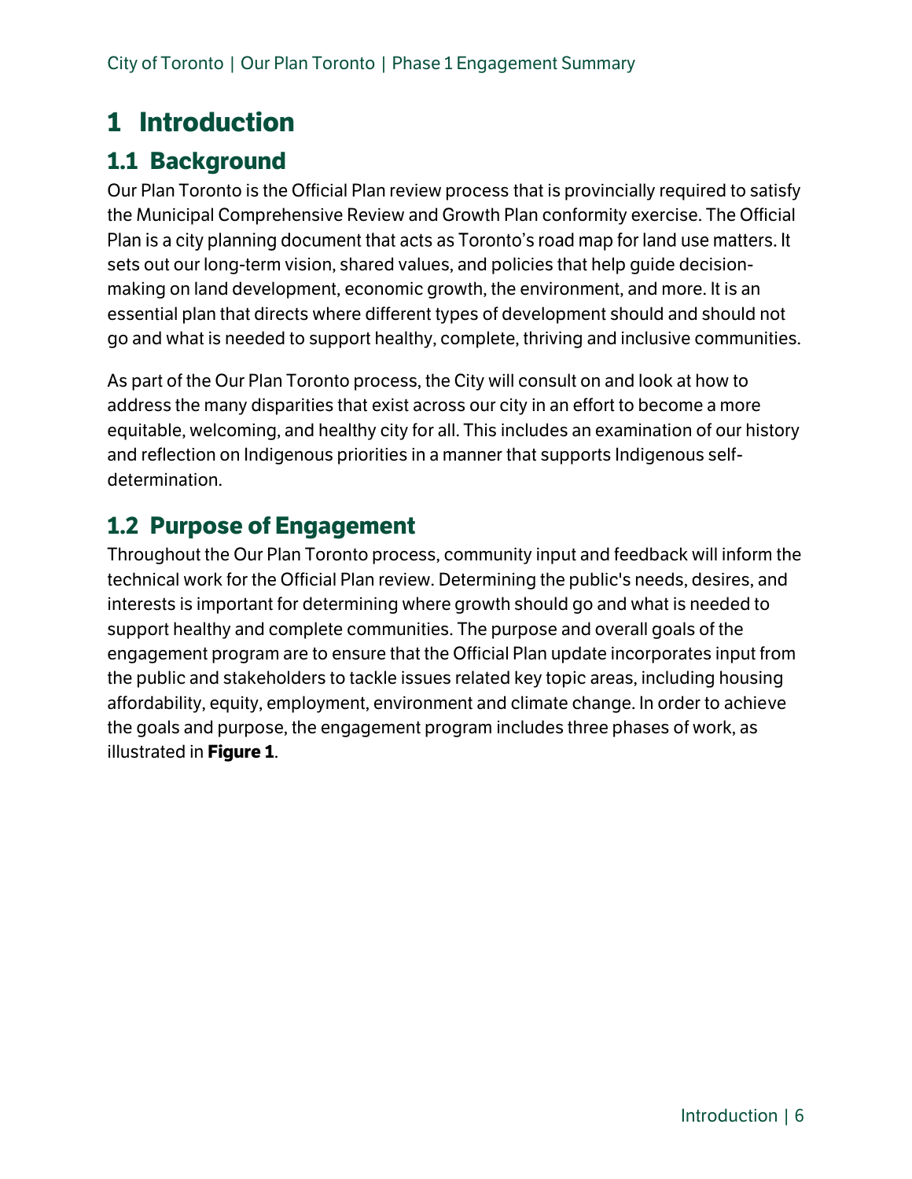# 1 Introduction

## 1.1 Background

Our Plan Toronto is the Official Plan review process that is provincially required to satisfy the Municipal Comprehensive Review and Growth Plan conformity exercise. The Official Plan is a city planning document that acts as Toronto's road map for land use matters. It sets out our long-term vision, shared values, and policies that help guide decision-making on land development, economic growth, the environment, and more. It is an essential plan that directs where different types of development should and should not go and what is needed to support healthy, complete, thriving and inclusive communities.

As part of the Our Plan Toronto process, the City will consult on and look at how to address the many disparities that exist across our city in an effort to become a more equitable, welcoming, and healthy city for all. This includes an examination of our history and reflection on Indigenous priorities in a manner that supports Indigenous self-determination.

## 1.2 Purpose of Engagement

Throughout the Our Plan Toronto process, community input and feedback will inform the technical work for the Official Plan review. Determining the public's needs, desires, and interests is important for determining where growth should go and what is needed to support healthy and complete communities. The purpose and overall goals of the engagement program are to ensure that the Official Plan update incorporates input from the public and stakeholders to tackle issues related key topic areas, including housing affordability, equity, employment, environment and climate change. In order to achieve the goals and purpose, the engagement program includes three phases of work, as illustrated in **Figure 1**.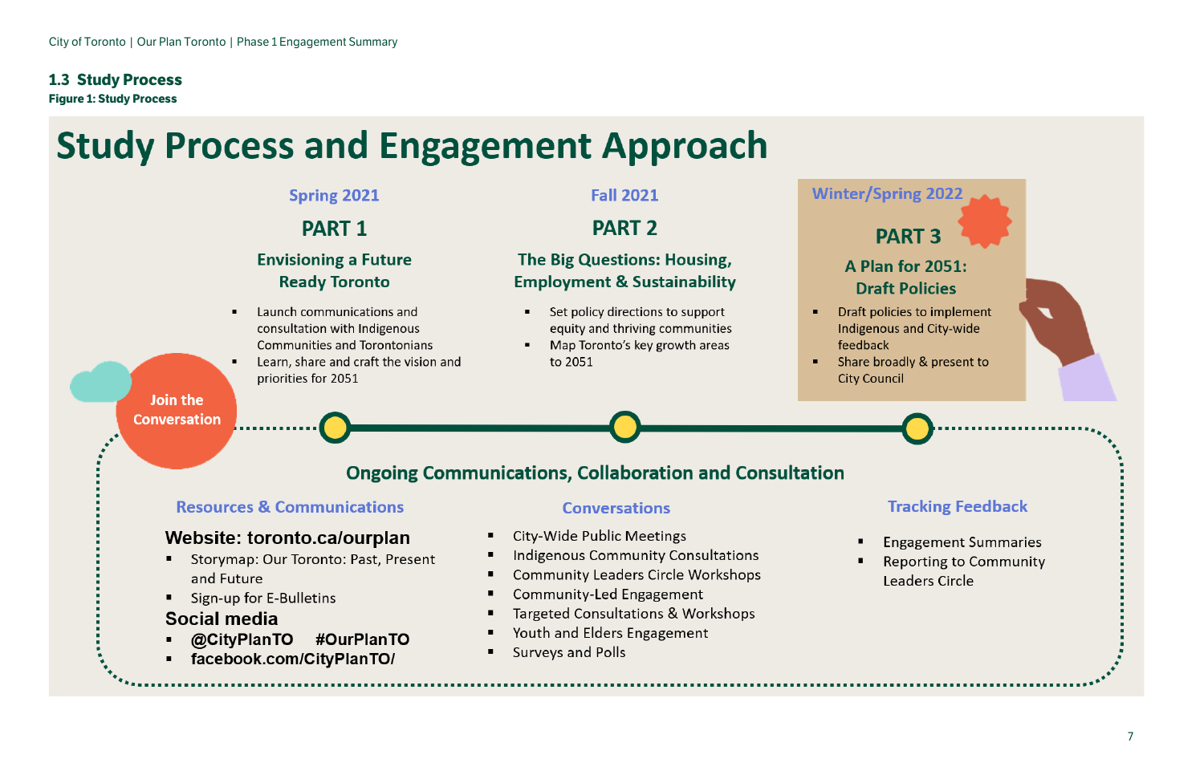## 1.3 Study Process

**Figure 1: Study Process**

# Study Process and Engagement Approach

### Spring 2021

### PART 1

### Envisioning a Future Ready Toronto

- Launch communications and consultation with Indigenous Communities and Torontonians
- Learn, share and craft the vision and priorities for 2051

### Fall 2021

### PART 2

### The Big Questions: Housing, Employment & Sustainability

- Set policy directions to support equity and thriving communities
- Map Toronto's key growth areas to 2051

### Winter/Spring 2022

### PART 3

### A Plan for 2051: Draft Policies

- Draft policies to implement Indigenous and City-wide feedback
- Share broadly & present to City Council

**Join the Conversation**

## Ongoing Communications, Collaboration and Consultation

### Resources & Communications

**Website: toronto.ca/ourplan**

- Storymap: Our Toronto: Past, Present and Future
- Sign-up for E-Bulletins

**Social media**

- **@CityPlanTO #OurPlanTO**
- **facebook.com/CityPlanTO/**

### Conversations

- City-Wide Public Meetings
- Indigenous Community Consultations
- Community Leaders Circle Workshops
- Community-Led Engagement
- Targeted Consultations & Workshops
- Youth and Elders Engagement
- Surveys and Polls

### Tracking Feedback

- Engagement Summaries
- Reporting to Community Leaders Circle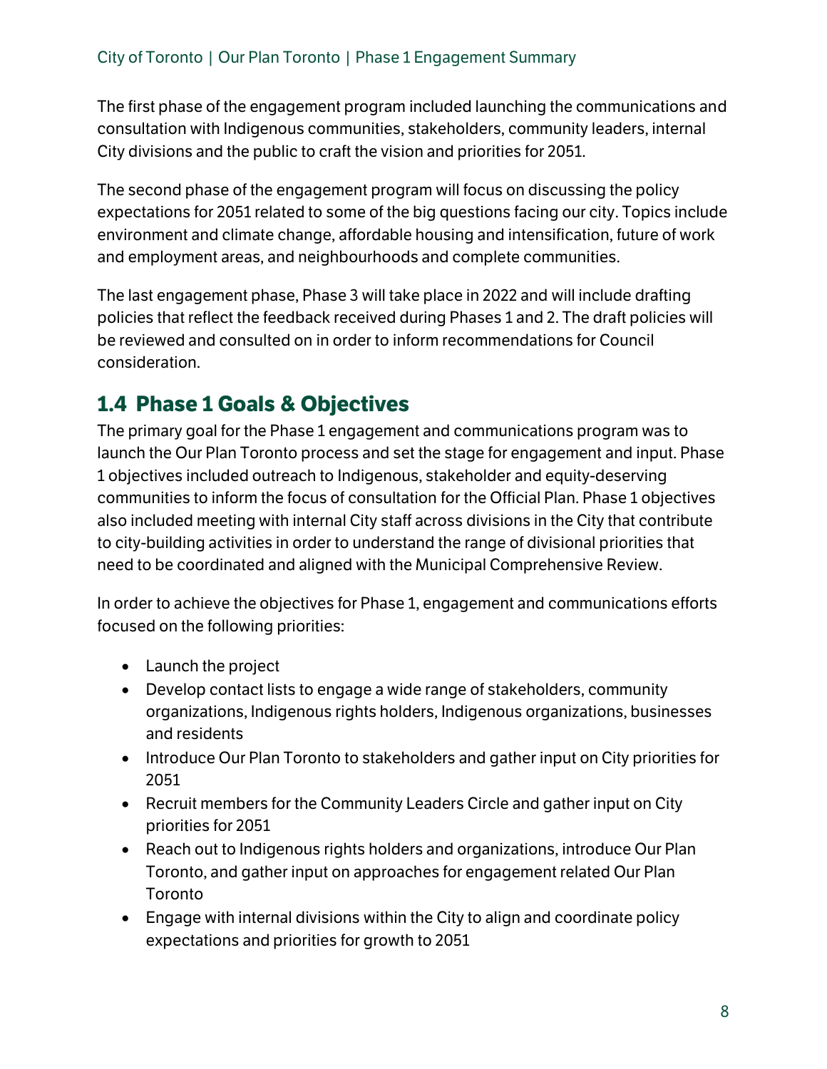The first phase of the engagement program included launching the communications and consultation with Indigenous communities, stakeholders, community leaders, internal City divisions and the public to craft the vision and priorities for 2051.

The second phase of the engagement program will focus on discussing the policy expectations for 2051 related to some of the big questions facing our city. Topics include environment and climate change, affordable housing and intensification, future of work and employment areas, and neighbourhoods and complete communities.

The last engagement phase, Phase 3 will take place in 2022 and will include drafting policies that reflect the feedback received during Phases 1 and 2. The draft policies will be reviewed and consulted on in order to inform recommendations for Council consideration.

## 1.4 Phase 1 Goals & Objectives

The primary goal for the Phase 1 engagement and communications program was to launch the Our Plan Toronto process and set the stage for engagement and input. Phase 1 objectives included outreach to Indigenous, stakeholder and equity-deserving communities to inform the focus of consultation for the Official Plan. Phase 1 objectives also included meeting with internal City staff across divisions in the City that contribute to city-building activities in order to understand the range of divisional priorities that need to be coordinated and aligned with the Municipal Comprehensive Review.

In order to achieve the objectives for Phase 1, engagement and communications efforts focused on the following priorities:

- Launch the project
- Develop contact lists to engage a wide range of stakeholders, community organizations, Indigenous rights holders, Indigenous organizations, businesses and residents
- Introduce Our Plan Toronto to stakeholders and gather input on City priorities for 2051
- Recruit members for the Community Leaders Circle and gather input on City priorities for 2051
- Reach out to Indigenous rights holders and organizations, introduce Our Plan Toronto, and gather input on approaches for engagement related Our Plan Toronto
- Engage with internal divisions within the City to align and coordinate policy expectations and priorities for growth to 2051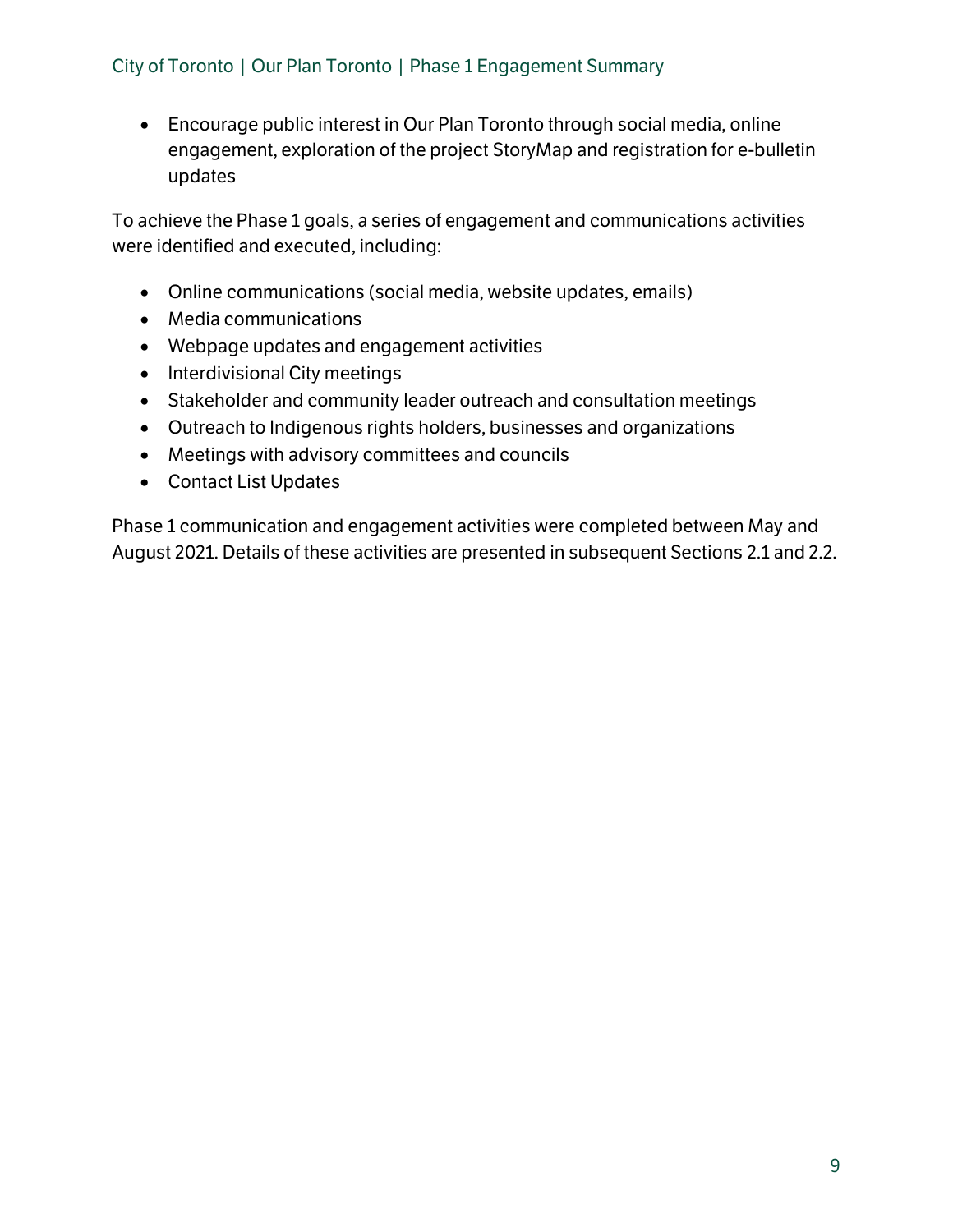- Encourage public interest in Our Plan Toronto through social media, online engagement, exploration of the project StoryMap and registration for e-bulletin updates

To achieve the Phase 1 goals, a series of engagement and communications activities were identified and executed, including:

- Online communications (social media, website updates, emails)
- Media communications
- Webpage updates and engagement activities
- Interdivisional City meetings
- Stakeholder and community leader outreach and consultation meetings
- Outreach to Indigenous rights holders, businesses and organizations
- Meetings with advisory committees and councils
- Contact List Updates

Phase 1 communication and engagement activities were completed between May and August 2021. Details of these activities are presented in subsequent Sections 2.1 and 2.2.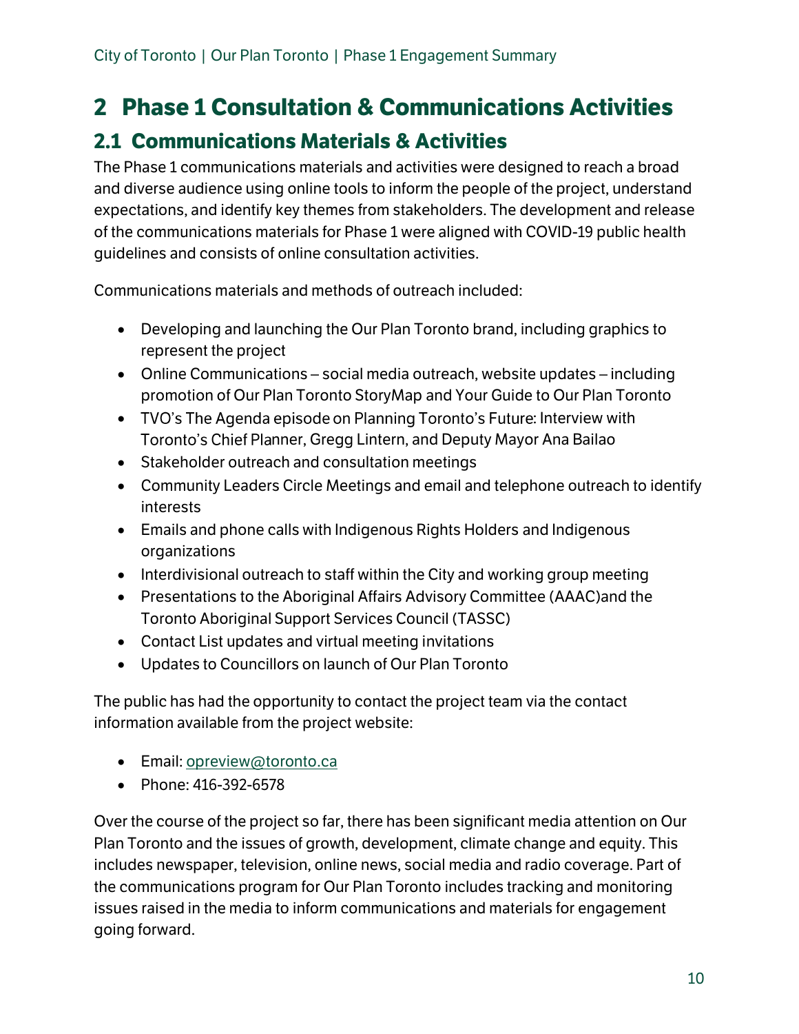# 2 Phase 1 Consultation & Communications Activities

## 2.1 Communications Materials & Activities

The Phase 1 communications materials and activities were designed to reach a broad and diverse audience using online tools to inform the people of the project, understand expectations, and identify key themes from stakeholders. The development and release of the communications materials for Phase 1 were aligned with COVID-19 public health guidelines and consists of online consultation activities.

Communications materials and methods of outreach included:

- Developing and launching the Our Plan Toronto brand, including graphics to represent the project
- Online Communications – social media outreach, website updates – including promotion of Our Plan Toronto StoryMap and Your Guide to Our Plan Toronto
- TVO's The Agenda episode on Planning Toronto's Future: Interview with Toronto's Chief Planner, Gregg Lintern, and Deputy Mayor Ana Bailao
- Stakeholder outreach and consultation meetings
- Community Leaders Circle Meetings and email and telephone outreach to identify interests
- Emails and phone calls with Indigenous Rights Holders and Indigenous organizations
- Interdivisional outreach to staff within the City and working group meeting
- Presentations to the Aboriginal Affairs Advisory Committee (AAAC)and the Toronto Aboriginal Support Services Council (TASSC)
- Contact List updates and virtual meeting invitations
- Updates to Councillors on launch of Our Plan Toronto

The public has had the opportunity to contact the project team via the contact information available from the project website:

- Email: opreview@toronto.ca
- Phone: 416-392-6578

Over the course of the project so far, there has been significant media attention on Our Plan Toronto and the issues of growth, development, climate change and equity. This includes newspaper, television, online news, social media and radio coverage. Part of the communications program for Our Plan Toronto includes tracking and monitoring issues raised in the media to inform communications and materials for engagement going forward.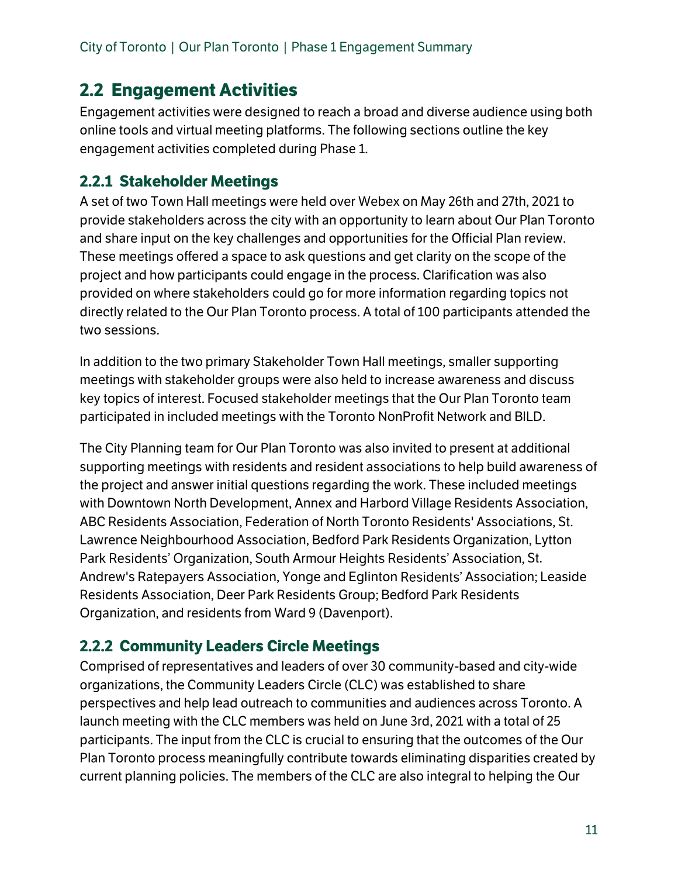## 2.2 Engagement Activities

Engagement activities were designed to reach a broad and diverse audience using both online tools and virtual meeting platforms. The following sections outline the key engagement activities completed during Phase 1.

### 2.2.1 Stakeholder Meetings

A set of two Town Hall meetings were held over Webex on May 26th and 27th, 2021 to provide stakeholders across the city with an opportunity to learn about Our Plan Toronto and share input on the key challenges and opportunities for the Official Plan review. These meetings offered a space to ask questions and get clarity on the scope of the project and how participants could engage in the process. Clarification was also provided on where stakeholders could go for more information regarding topics not directly related to the Our Plan Toronto process. A total of 100 participants attended the two sessions.

In addition to the two primary Stakeholder Town Hall meetings, smaller supporting meetings with stakeholder groups were also held to increase awareness and discuss key topics of interest. Focused stakeholder meetings that the Our Plan Toronto team participated in included meetings with the Toronto NonProfit Network and BILD.

The City Planning team for Our Plan Toronto was also invited to present at additional supporting meetings with residents and resident associations to help build awareness of the project and answer initial questions regarding the work. These included meetings with Downtown North Development, Annex and Harbord Village Residents Association, ABC Residents Association, Federation of North Toronto Residents' Associations, St. Lawrence Neighbourhood Association, Bedford Park Residents Organization, Lytton Park Residents' Organization, South Armour Heights Residents' Association, St. Andrew's Ratepayers Association, Yonge and Eglinton Residents' Association; Leaside Residents Association, Deer Park Residents Group; Bedford Park Residents Organization, and residents from Ward 9 (Davenport).

### 2.2.2 Community Leaders Circle Meetings

Comprised of representatives and leaders of over 30 community-based and city-wide organizations, the Community Leaders Circle (CLC) was established to share perspectives and help lead outreach to communities and audiences across Toronto. A launch meeting with the CLC members was held on June 3rd, 2021 with a total of 25 participants. The input from the CLC is crucial to ensuring that the outcomes of the Our Plan Toronto process meaningfully contribute towards eliminating disparities created by current planning policies. The members of the CLC are also integral to helping the Our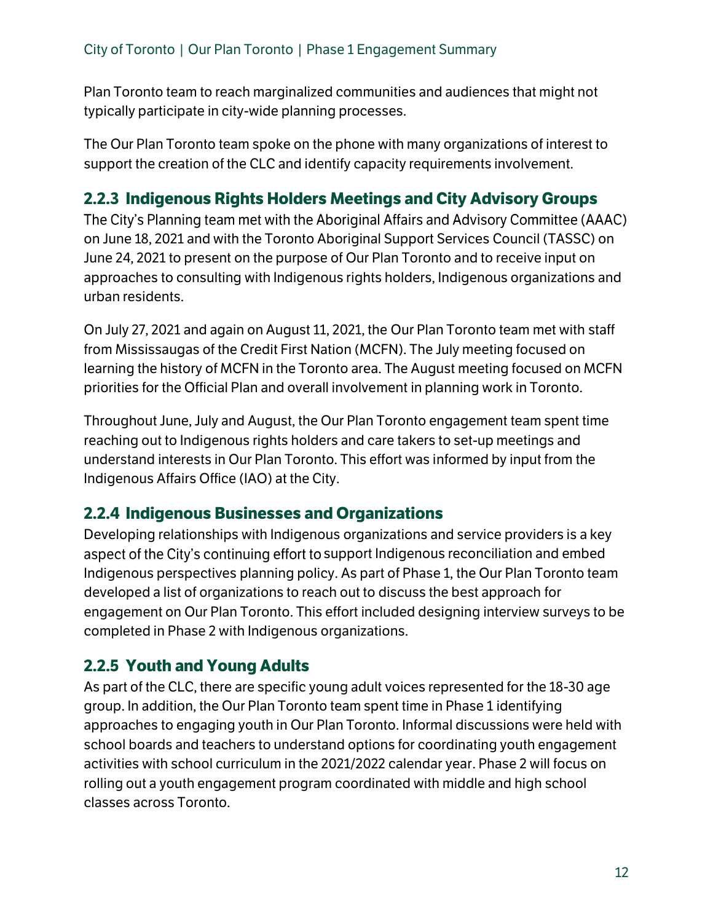Plan Toronto team to reach marginalized communities and audiences that might not typically participate in city-wide planning processes.

The Our Plan Toronto team spoke on the phone with many organizations of interest to support the creation of the CLC and identify capacity requirements involvement.

### 2.2.3 Indigenous Rights Holders Meetings and City Advisory Groups

The City's Planning team met with the Aboriginal Affairs and Advisory Committee (AAAC) on June 18, 2021 and with the Toronto Aboriginal Support Services Council (TASSC) on June 24, 2021 to present on the purpose of Our Plan Toronto and to receive input on approaches to consulting with Indigenous rights holders, Indigenous organizations and urban residents.

On July 27, 2021 and again on August 11, 2021, the Our Plan Toronto team met with staff from Mississaugas of the Credit First Nation (MCFN). The July meeting focused on learning the history of MCFN in the Toronto area. The August meeting focused on MCFN priorities for the Official Plan and overall involvement in planning work in Toronto.

Throughout June, July and August, the Our Plan Toronto engagement team spent time reaching out to Indigenous rights holders and care takers to set-up meetings and understand interests in Our Plan Toronto. This effort was informed by input from the Indigenous Affairs Office (IAO) at the City.

### 2.2.4 Indigenous Businesses and Organizations

Developing relationships with Indigenous organizations and service providers is a key aspect of the City's continuing effort to support Indigenous reconciliation and embed Indigenous perspectives planning policy. As part of Phase 1, the Our Plan Toronto team developed a list of organizations to reach out to discuss the best approach for engagement on Our Plan Toronto. This effort included designing interview surveys to be completed in Phase 2 with Indigenous organizations.

### 2.2.5 Youth and Young Adults

As part of the CLC, there are specific young adult voices represented for the 18-30 age group. In addition, the Our Plan Toronto team spent time in Phase 1 identifying approaches to engaging youth in Our Plan Toronto. Informal discussions were held with school boards and teachers to understand options for coordinating youth engagement activities with school curriculum in the 2021/2022 calendar year. Phase 2 will focus on rolling out a youth engagement program coordinated with middle and high school classes across Toronto.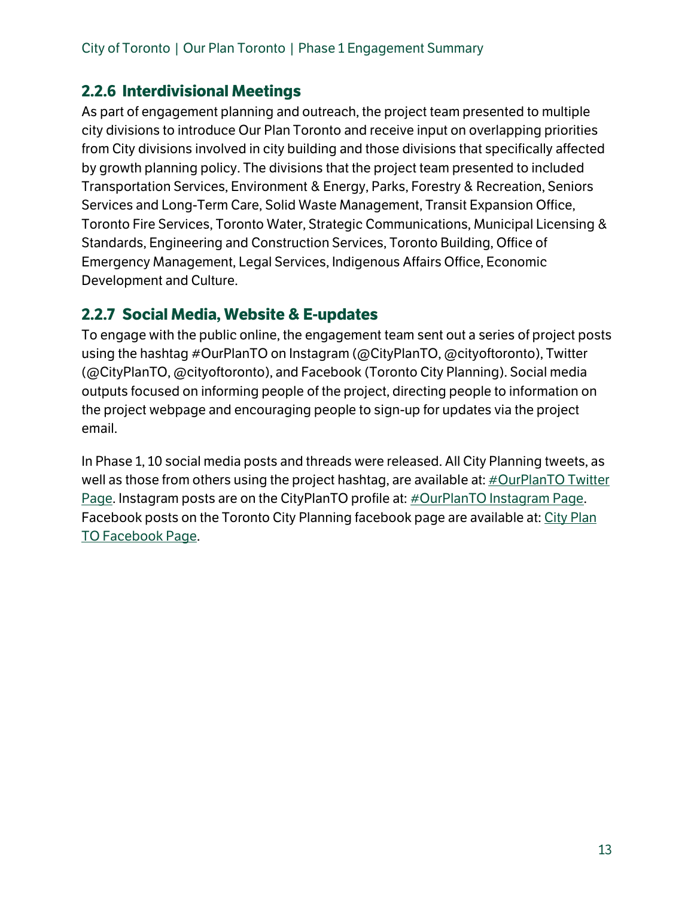### 2.2.6 Interdivisional Meetings

As part of engagement planning and outreach, the project team presented to multiple city divisions to introduce Our Plan Toronto and receive input on overlapping priorities from City divisions involved in city building and those divisions that specifically affected by growth planning policy. The divisions that the project team presented to included Transportation Services, Environment & Energy, Parks, Forestry & Recreation, Seniors Services and Long-Term Care, Solid Waste Management, Transit Expansion Office, Toronto Fire Services, Toronto Water, Strategic Communications, Municipal Licensing & Standards, Engineering and Construction Services, Toronto Building, Office of Emergency Management, Legal Services, Indigenous Affairs Office, Economic Development and Culture.

### 2.2.7 Social Media, Website & E-updates

To engage with the public online, the engagement team sent out a series of project posts using the hashtag #OurPlanTO on Instagram (@CityPlanTO, @cityoftoronto), Twitter (@CityPlanTO, @cityoftoronto), and Facebook (Toronto City Planning). Social media outputs focused on informing people of the project, directing people to information on the project webpage and encouraging people to sign-up for updates via the project email.

In Phase 1, 10 social media posts and threads were released. All City Planning tweets, as well as those from others using the project hashtag, are available at: #OurPlanTO Twitter Page. Instagram posts are on the CityPlanTO profile at: #OurPlanTO Instagram Page. Facebook posts on the Toronto City Planning facebook page are available at: City Plan TO Facebook Page.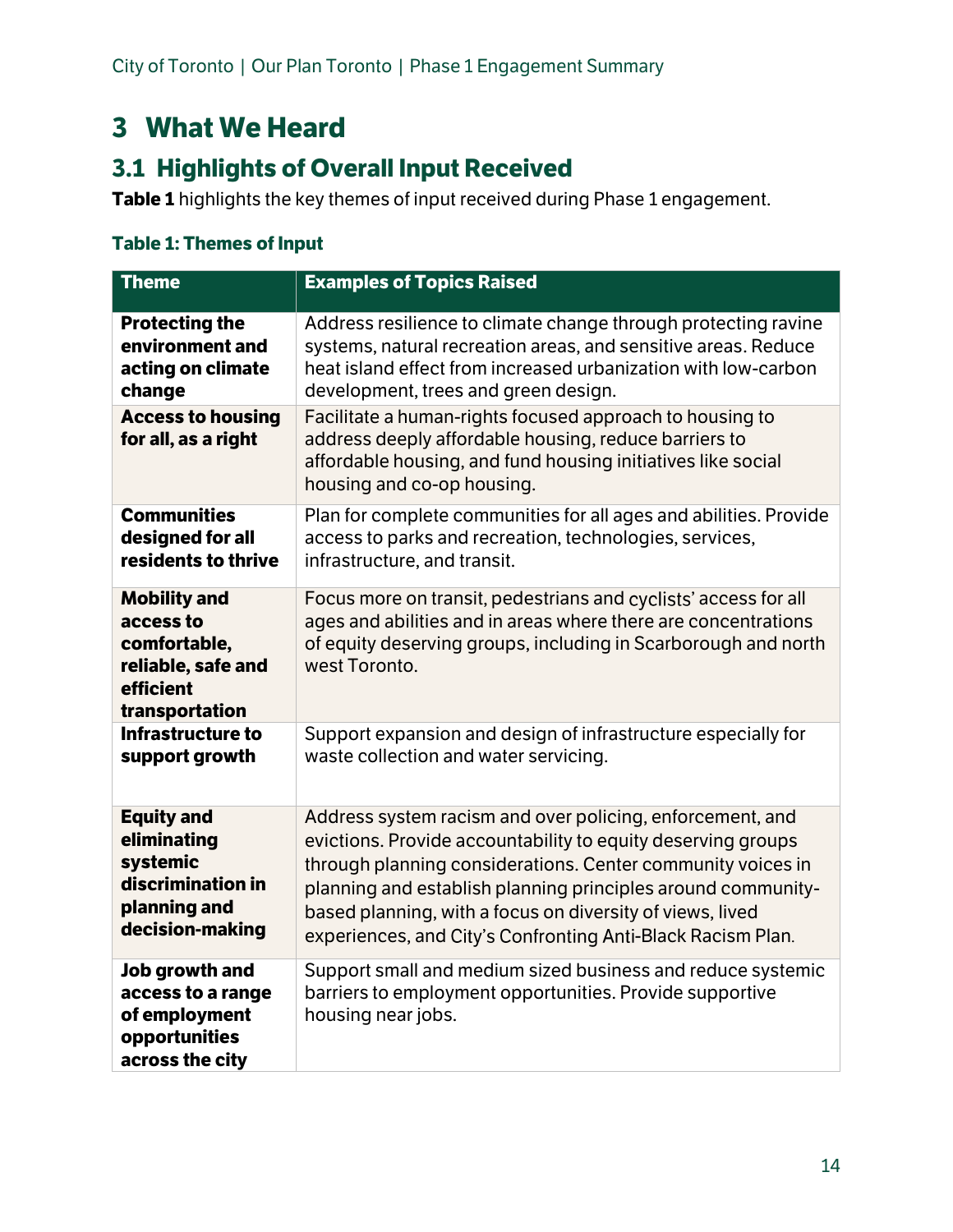# 3 What We Heard

## 3.1 Highlights of Overall Input Received

**Table 1** highlights the key themes of input received during Phase 1 engagement.

**Table 1: Themes of Input**

| Theme | Examples of Topics Raised |
|---|---|
| **Protecting the environment and acting on climate change** | Address resilience to climate change through protecting ravine systems, natural recreation areas, and sensitive areas. Reduce heat island effect from increased urbanization with low-carbon development, trees and green design. |
| **Access to housing for all, as a right** | Facilitate a human-rights focused approach to housing to address deeply affordable housing, reduce barriers to affordable housing, and fund housing initiatives like social housing and co-op housing. |
| **Communities designed for all residents to thrive** | Plan for complete communities for all ages and abilities. Provide access to parks and recreation, technologies, services, infrastructure, and transit. |
| **Mobility and access to comfortable, reliable, safe and efficient transportation** | Focus more on transit, pedestrians and cyclists' access for all ages and abilities and in areas where there are concentrations of equity deserving groups, including in Scarborough and north west Toronto. |
| **Infrastructure to support growth** | Support expansion and design of infrastructure especially for waste collection and water servicing. |
| **Equity and eliminating systemic discrimination in planning and decision-making** | Address system racism and over policing, enforcement, and evictions. Provide accountability to equity deserving groups through planning considerations. Center community voices in planning and establish planning principles around community-based planning, with a focus on diversity of views, lived experiences, and City's Confronting Anti-Black Racism Plan. |
| **Job growth and access to a range of employment opportunities across the city** | Support small and medium sized business and reduce systemic barriers to employment opportunities. Provide supportive housing near jobs. |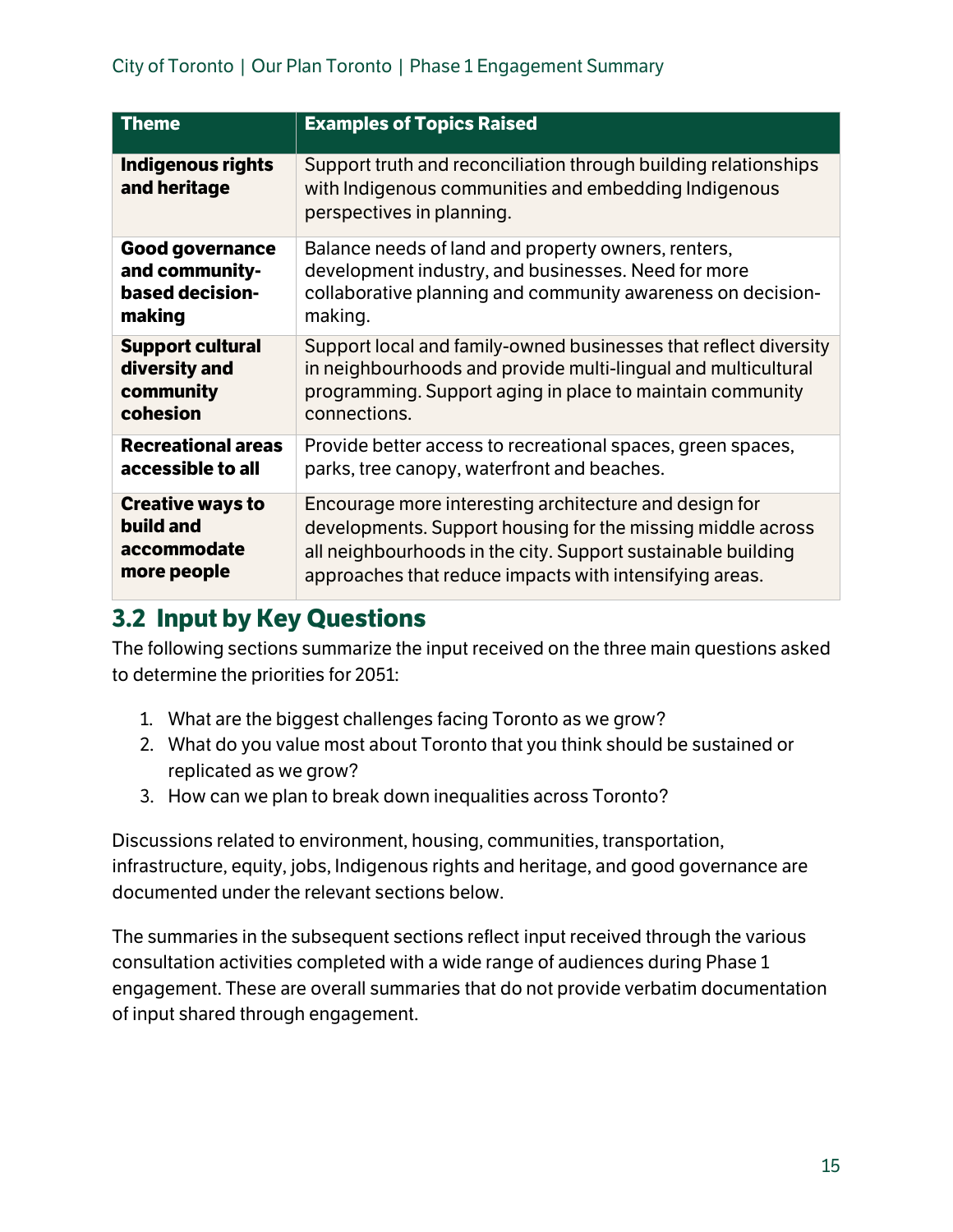| Theme | Examples of Topics Raised |
|---|---|
| **Indigenous rights and heritage** | Support truth and reconciliation through building relationships with Indigenous communities and embedding Indigenous perspectives in planning. |
| **Good governance and community-based decision-making** | Balance needs of land and property owners, renters, development industry, and businesses. Need for more collaborative planning and community awareness on decision-making. |
| **Support cultural diversity and community cohesion** | Support local and family-owned businesses that reflect diversity in neighbourhoods and provide multi-lingual and multicultural programming. Support aging in place to maintain community connections. |
| **Recreational areas accessible to all** | Provide better access to recreational spaces, green spaces, parks, tree canopy, waterfront and beaches. |
| **Creative ways to build and accommodate more people** | Encourage more interesting architecture and design for developments. Support housing for the missing middle across all neighbourhoods in the city. Support sustainable building approaches that reduce impacts with intensifying areas. |

## 3.2 Input by Key Questions

The following sections summarize the input received on the three main questions asked to determine the priorities for 2051:

1. What are the biggest challenges facing Toronto as we grow?
2. What do you value most about Toronto that you think should be sustained or replicated as we grow?
3. How can we plan to break down inequalities across Toronto?

Discussions related to environment, housing, communities, transportation, infrastructure, equity, jobs, Indigenous rights and heritage, and good governance are documented under the relevant sections below.

The summaries in the subsequent sections reflect input received through the various consultation activities completed with a wide range of audiences during Phase 1 engagement. These are overall summaries that do not provide verbatim documentation of input shared through engagement.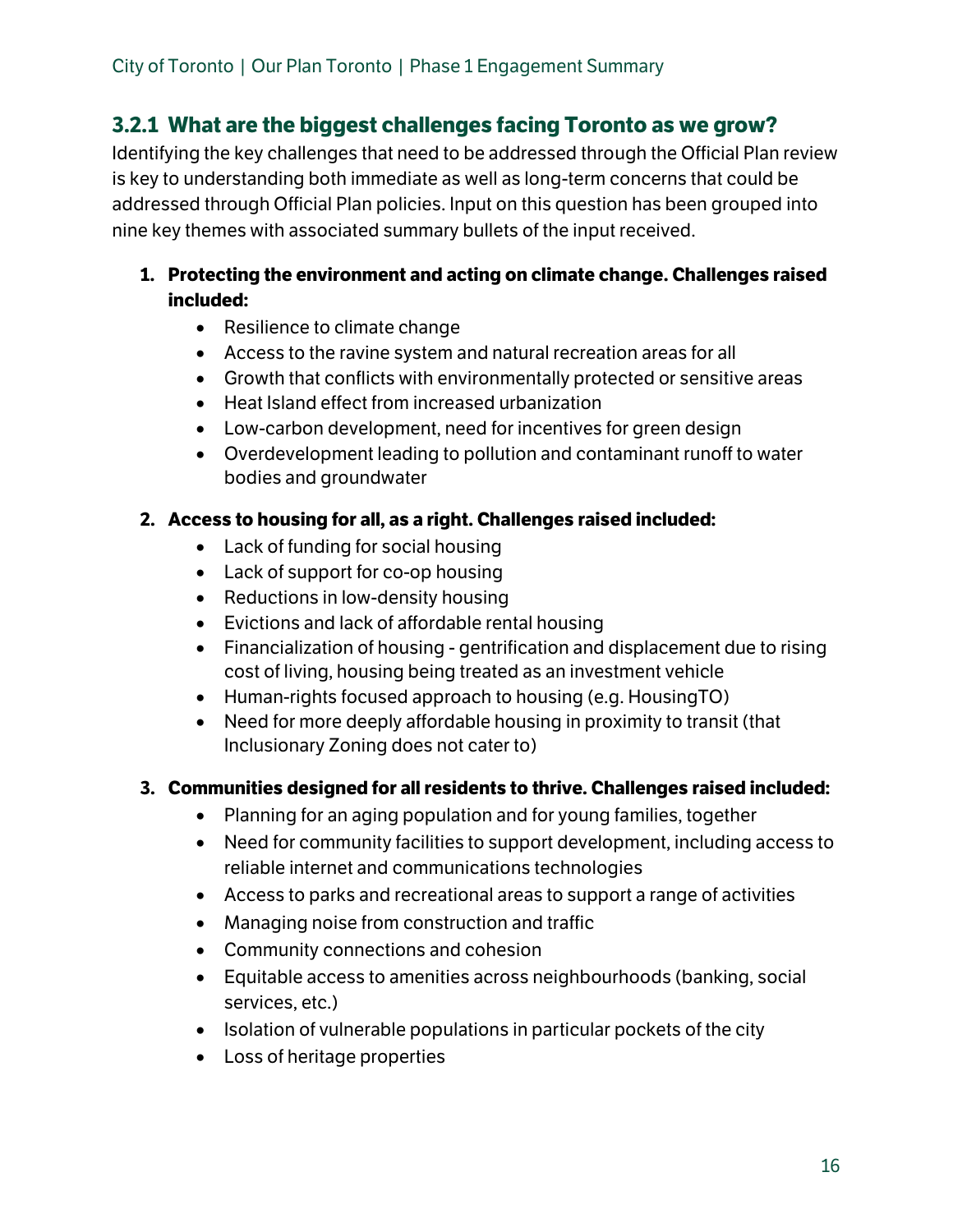### 3.2.1 What are the biggest challenges facing Toronto as we grow?

Identifying the key challenges that need to be addressed through the Official Plan review is key to understanding both immediate as well as long-term concerns that could be addressed through Official Plan policies. Input on this question has been grouped into nine key themes with associated summary bullets of the input received.

1. **Protecting the environment and acting on climate change. Challenges raised included:**
    - Resilience to climate change
    - Access to the ravine system and natural recreation areas for all
    - Growth that conflicts with environmentally protected or sensitive areas
    - Heat Island effect from increased urbanization
    - Low-carbon development, need for incentives for green design
    - Overdevelopment leading to pollution and contaminant runoff to water bodies and groundwater

2. **Access to housing for all, as a right. Challenges raised included:**
    - Lack of funding for social housing
    - Lack of support for co-op housing
    - Reductions in low-density housing
    - Evictions and lack of affordable rental housing
    - Financialization of housing - gentrification and displacement due to rising cost of living, housing being treated as an investment vehicle
    - Human-rights focused approach to housing (e.g. HousingTO)
    - Need for more deeply affordable housing in proximity to transit (that Inclusionary Zoning does not cater to)

3. **Communities designed for all residents to thrive. Challenges raised included:**
    - Planning for an aging population and for young families, together
    - Need for community facilities to support development, including access to reliable internet and communications technologies
    - Access to parks and recreational areas to support a range of activities
    - Managing noise from construction and traffic
    - Community connections and cohesion
    - Equitable access to amenities across neighbourhoods (banking, social services, etc.)
    - Isolation of vulnerable populations in particular pockets of the city
    - Loss of heritage properties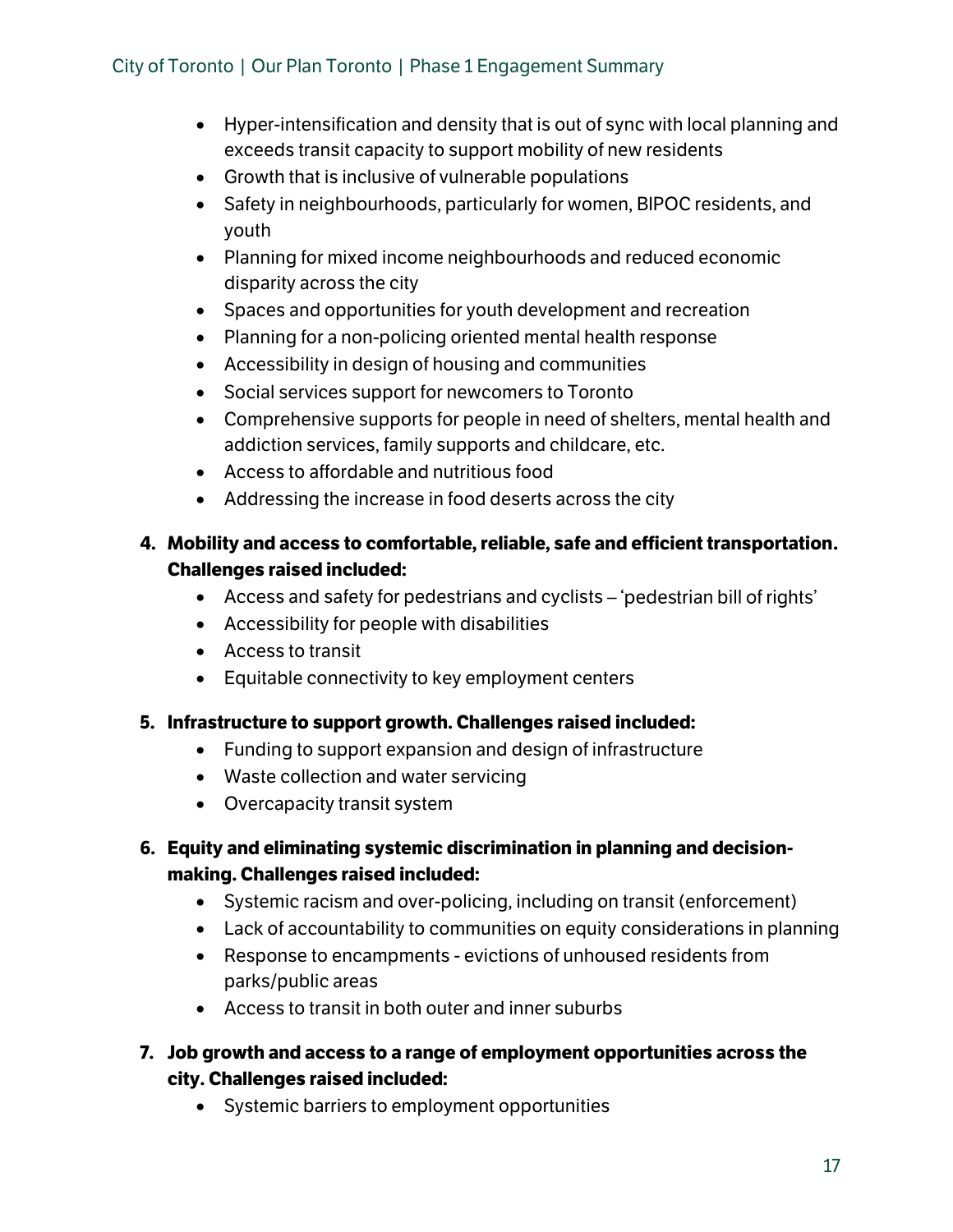- Hyper-intensification and density that is out of sync with local planning and exceeds transit capacity to support mobility of new residents
- Growth that is inclusive of vulnerable populations
- Safety in neighbourhoods, particularly for women, BIPOC residents, and youth
- Planning for mixed income neighbourhoods and reduced economic disparity across the city
- Spaces and opportunities for youth development and recreation
- Planning for a non-policing oriented mental health response
- Accessibility in design of housing and communities
- Social services support for newcomers to Toronto
- Comprehensive supports for people in need of shelters, mental health and addiction services, family supports and childcare, etc.
- Access to affordable and nutritious food
- Addressing the increase in food deserts across the city

4. **Mobility and access to comfortable, reliable, safe and efficient transportation. Challenges raised included:**
    - Access and safety for pedestrians and cyclists – 'pedestrian bill of rights'
    - Accessibility for people with disabilities
    - Access to transit
    - Equitable connectivity to key employment centers

5. **Infrastructure to support growth. Challenges raised included:**
    - Funding to support expansion and design of infrastructure
    - Waste collection and water servicing
    - Overcapacity transit system

6. **Equity and eliminating systemic discrimination in planning and decision-making. Challenges raised included:**
    - Systemic racism and over-policing, including on transit (enforcement)
    - Lack of accountability to communities on equity considerations in planning
    - Response to encampments - evictions of unhoused residents from parks/public areas
    - Access to transit in both outer and inner suburbs

7. **Job growth and access to a range of employment opportunities across the city. Challenges raised included:**
    - Systemic barriers to employment opportunities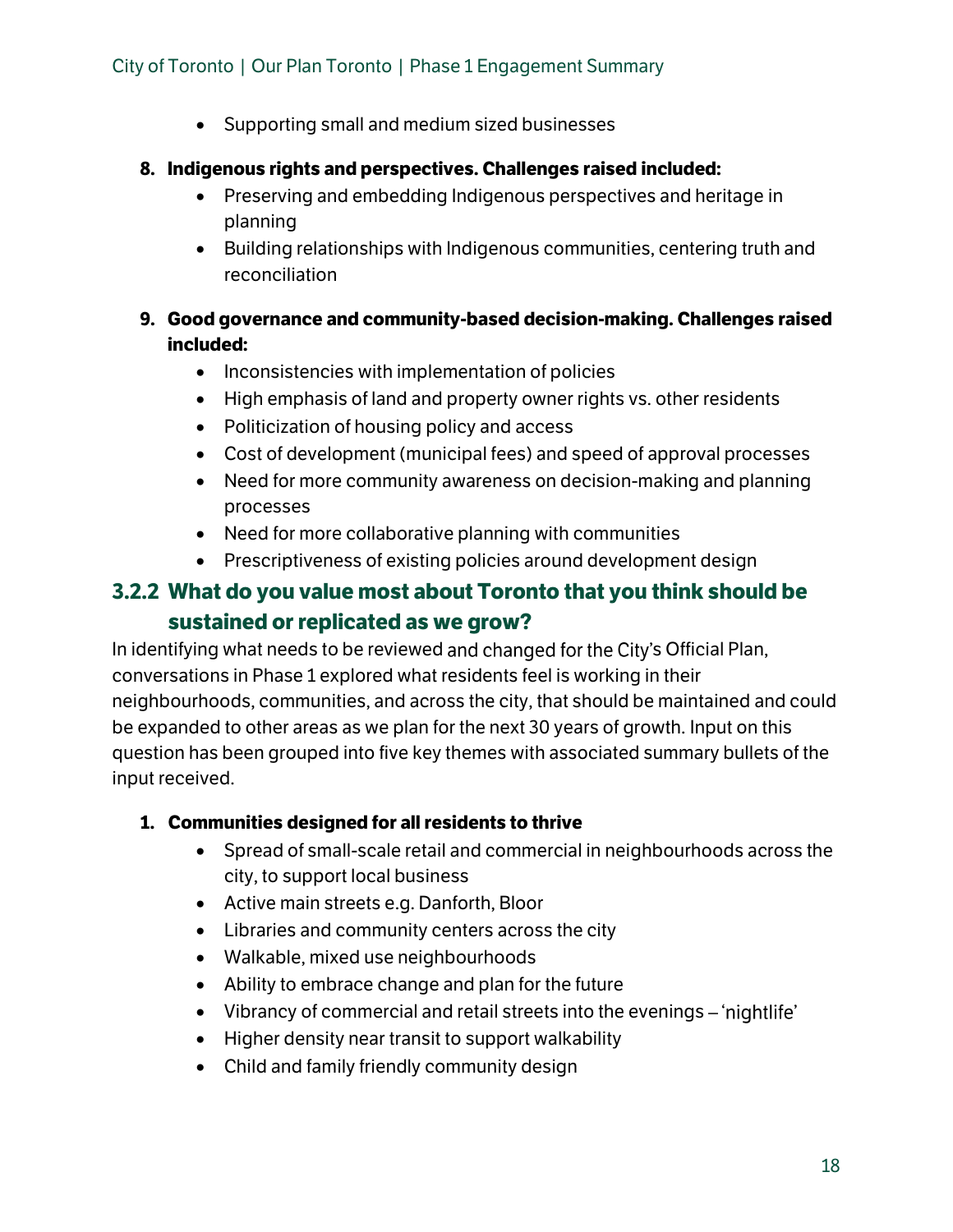- Supporting small and medium sized businesses

8. **Indigenous rights and perspectives. Challenges raised included:**
   - Preserving and embedding Indigenous perspectives and heritage in planning
   - Building relationships with Indigenous communities, centering truth and reconciliation

9. **Good governance and community-based decision-making. Challenges raised included:**
   - Inconsistencies with implementation of policies
   - High emphasis of land and property owner rights vs. other residents
   - Politicization of housing policy and access
   - Cost of development (municipal fees) and speed of approval processes
   - Need for more community awareness on decision-making and planning processes
   - Need for more collaborative planning with communities
   - Prescriptiveness of existing policies around development design

### 3.2.2 What do you value most about Toronto that you think should be sustained or replicated as we grow?

In identifying what needs to be reviewed and changed for the City's Official Plan, conversations in Phase 1 explored what residents feel is working in their neighbourhoods, communities, and across the city, that should be maintained and could be expanded to other areas as we plan for the next 30 years of growth. Input on this question has been grouped into five key themes with associated summary bullets of the input received.

1. **Communities designed for all residents to thrive**
   - Spread of small-scale retail and commercial in neighbourhoods across the city, to support local business
   - Active main streets e.g. Danforth, Bloor
   - Libraries and community centers across the city
   - Walkable, mixed use neighbourhoods
   - Ability to embrace change and plan for the future
   - Vibrancy of commercial and retail streets into the evenings – 'nightlife'
   - Higher density near transit to support walkability
   - Child and family friendly community design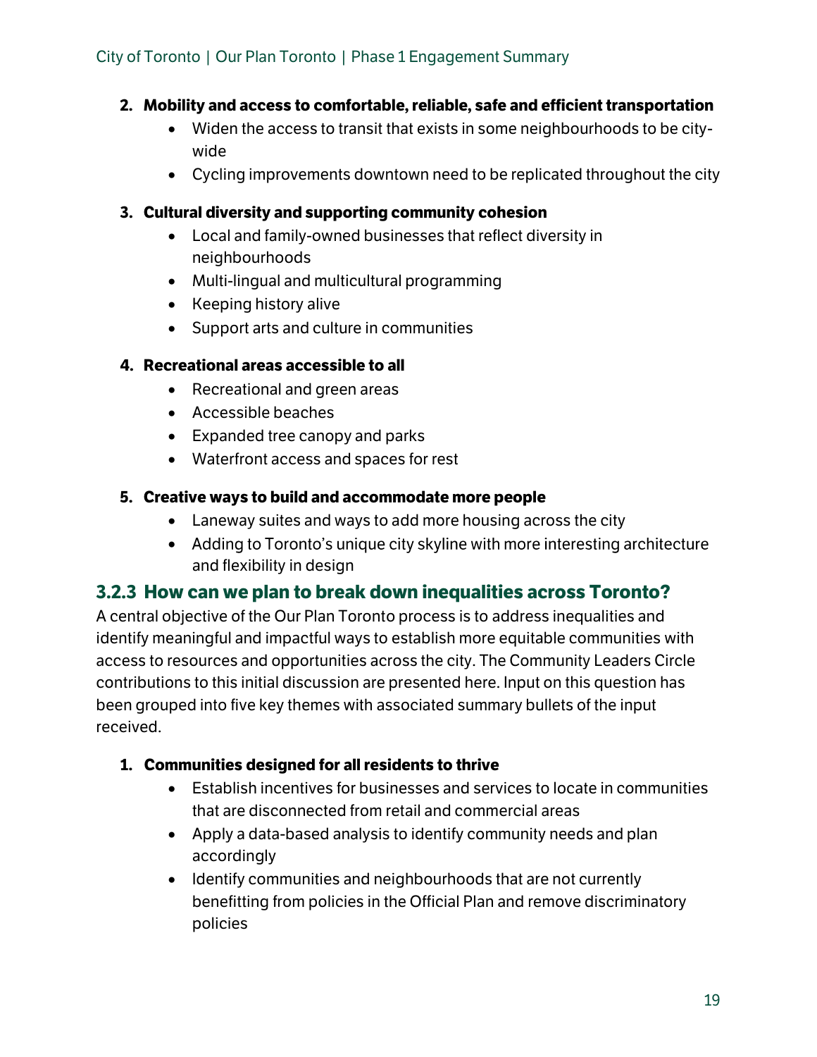2. **Mobility and access to comfortable, reliable, safe and efficient transportation**
    - Widen the access to transit that exists in some neighbourhoods to be city-wide
    - Cycling improvements downtown need to be replicated throughout the city

3. **Cultural diversity and supporting community cohesion**
    - Local and family-owned businesses that reflect diversity in neighbourhoods
    - Multi-lingual and multicultural programming
    - Keeping history alive
    - Support arts and culture in communities

4. **Recreational areas accessible to all**
    - Recreational and green areas
    - Accessible beaches
    - Expanded tree canopy and parks
    - Waterfront access and spaces for rest

5. **Creative ways to build and accommodate more people**
    - Laneway suites and ways to add more housing across the city
    - Adding to Toronto's unique city skyline with more interesting architecture and flexibility in design

### 3.2.3 How can we plan to break down inequalities across Toronto?

A central objective of the Our Plan Toronto process is to address inequalities and identify meaningful and impactful ways to establish more equitable communities with access to resources and opportunities across the city. The Community Leaders Circle contributions to this initial discussion are presented here. Input on this question has been grouped into five key themes with associated summary bullets of the input received.

1. **Communities designed for all residents to thrive**
    - Establish incentives for businesses and services to locate in communities that are disconnected from retail and commercial areas
    - Apply a data-based analysis to identify community needs and plan accordingly
    - Identify communities and neighbourhoods that are not currently benefitting from policies in the Official Plan and remove discriminatory policies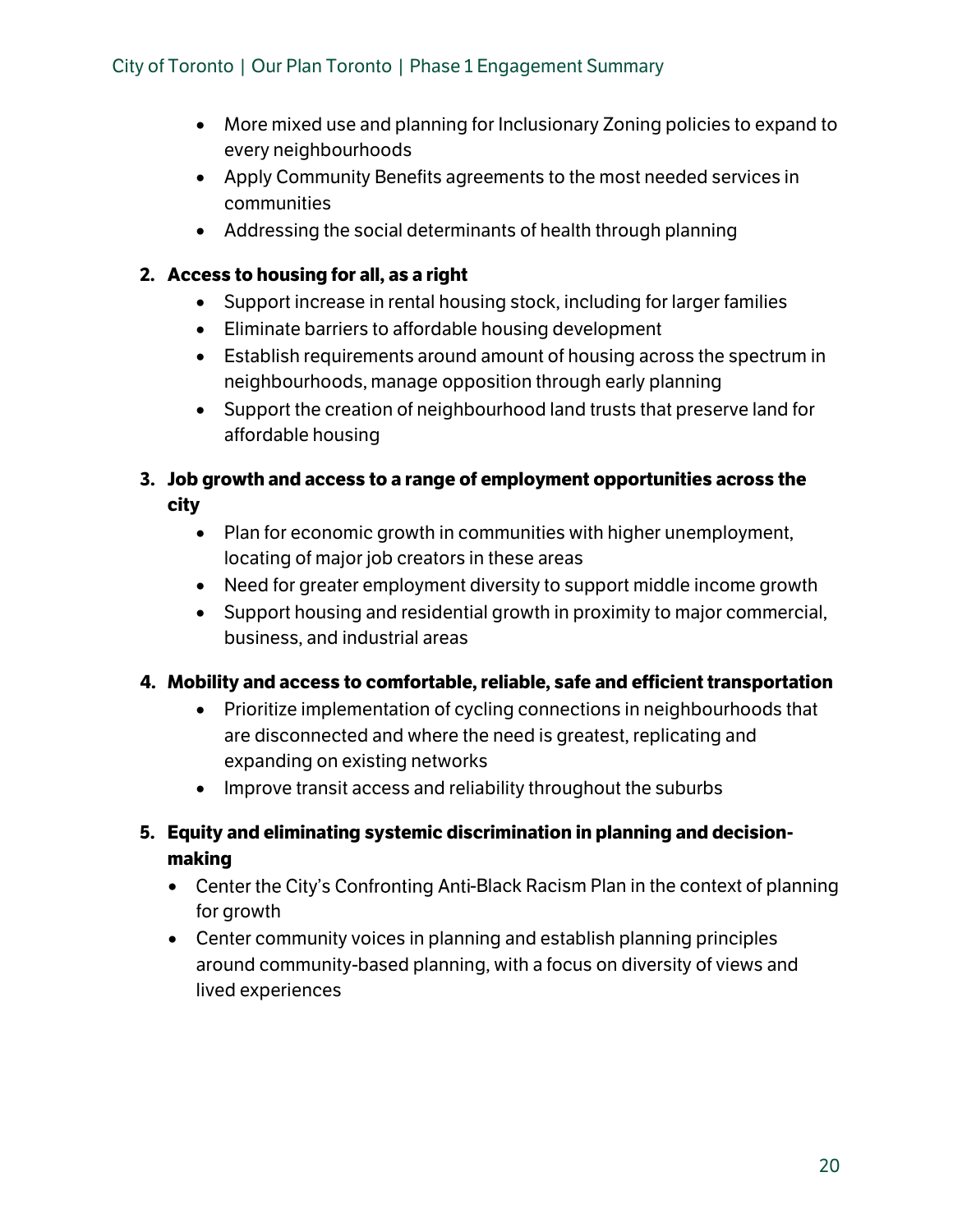- More mixed use and planning for Inclusionary Zoning policies to expand to every neighbourhoods
- Apply Community Benefits agreements to the most needed services in communities
- Addressing the social determinants of health through planning

2. **Access to housing for all, as a right**
    - Support increase in rental housing stock, including for larger families
    - Eliminate barriers to affordable housing development
    - Establish requirements around amount of housing across the spectrum in neighbourhoods, manage opposition through early planning
    - Support the creation of neighbourhood land trusts that preserve land for affordable housing

3. **Job growth and access to a range of employment opportunities across the city**
    - Plan for economic growth in communities with higher unemployment, locating of major job creators in these areas
    - Need for greater employment diversity to support middle income growth
    - Support housing and residential growth in proximity to major commercial, business, and industrial areas

4. **Mobility and access to comfortable, reliable, safe and efficient transportation**
    - Prioritize implementation of cycling connections in neighbourhoods that are disconnected and where the need is greatest, replicating and expanding on existing networks
    - Improve transit access and reliability throughout the suburbs

5. **Equity and eliminating systemic discrimination in planning and decision-making**
    - Center the City's Confronting Anti-Black Racism Plan in the context of planning for growth
    - Center community voices in planning and establish planning principles around community-based planning, with a focus on diversity of views and lived experiences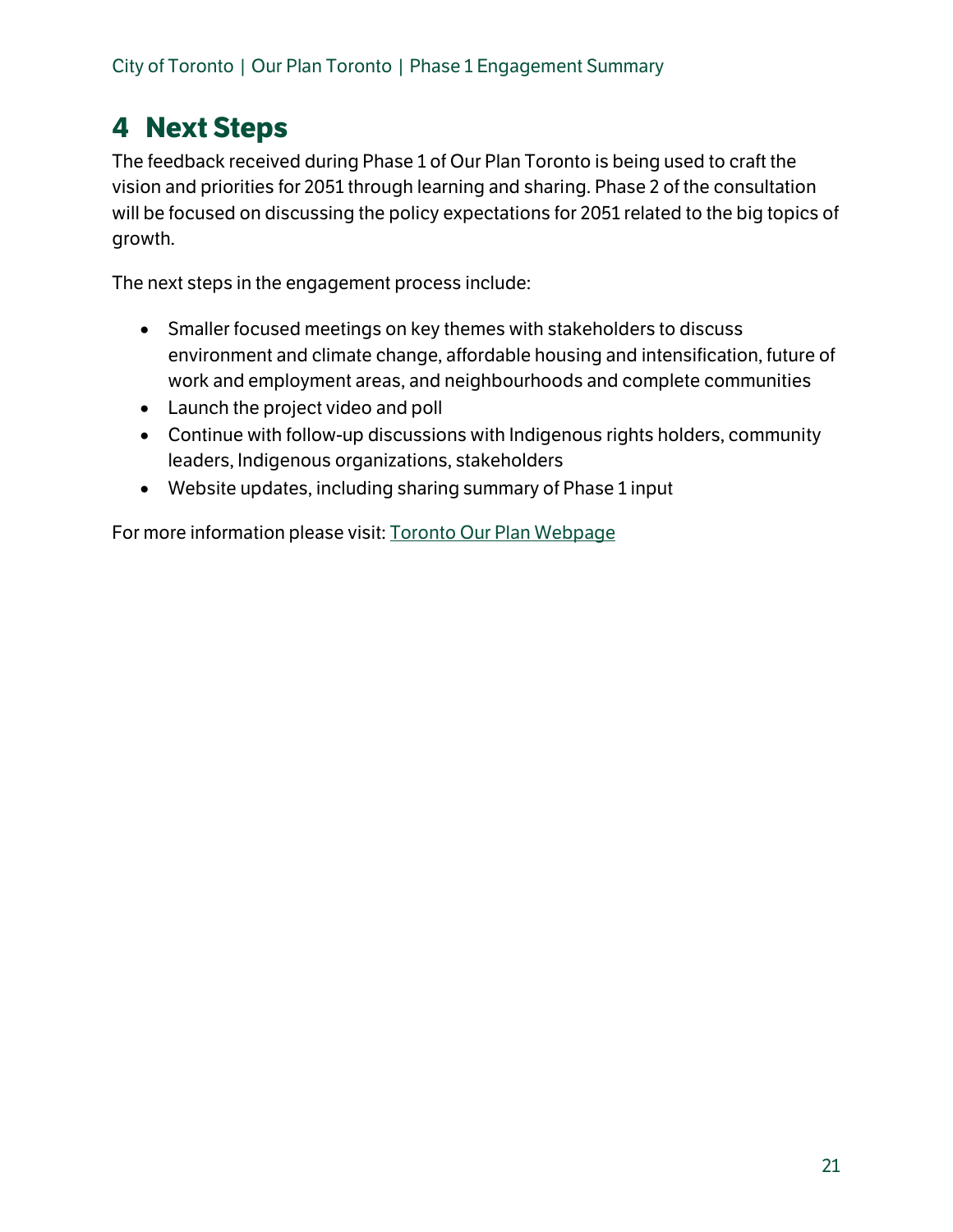# 4 Next Steps

The feedback received during Phase 1 of Our Plan Toronto is being used to craft the vision and priorities for 2051 through learning and sharing. Phase 2 of the consultation will be focused on discussing the policy expectations for 2051 related to the big topics of growth.

The next steps in the engagement process include:

- Smaller focused meetings on key themes with stakeholders to discuss environment and climate change, affordable housing and intensification, future of work and employment areas, and neighbourhoods and complete communities
- Launch the project video and poll
- Continue with follow-up discussions with Indigenous rights holders, community leaders, Indigenous organizations, stakeholders
- Website updates, including sharing summary of Phase 1 input

For more information please visit: Toronto Our Plan Webpage